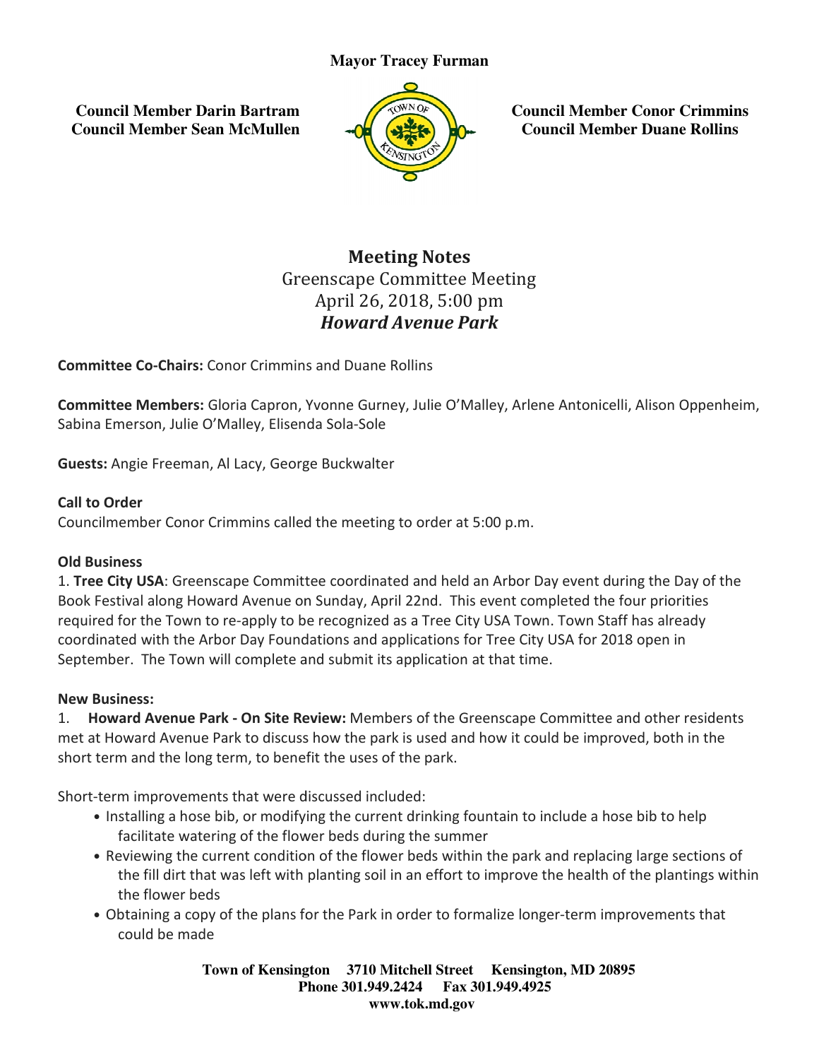**Mayor Tracey Furman**

**Council Member Darin Bartram**
**Council Member Sean McMullen**

**Council Member Conor Crimmins**
**Council Member Duane Rollins**

# Meeting Notes

## Greenscape Committee Meeting

## April 26, 2018, 5:00 pm

## *Howard Avenue Park*

**Committee Co-Chairs:** Conor Crimmins and Duane Rollins

**Committee Members:** Gloria Capron, Yvonne Gurney, Julie O'Malley, Arlene Antonicelli, Alison Oppenheim, Sabina Emerson, Julie O'Malley, Elisenda Sola-Sole

**Guests:** Angie Freeman, Al Lacy, George Buckwalter

**Call to Order**

Councilmember Conor Crimmins called the meeting to order at 5:00 p.m.

**Old Business**

1. **Tree City USA**: Greenscape Committee coordinated and held an Arbor Day event during the Day of the Book Festival along Howard Avenue on Sunday, April 22nd. This event completed the four priorities required for the Town to re-apply to be recognized as a Tree City USA Town. Town Staff has already coordinated with the Arbor Day Foundations and applications for Tree City USA for 2018 open in September. The Town will complete and submit its application at that time.

**New Business:**

1. **Howard Avenue Park - On Site Review:** Members of the Greenscape Committee and other residents met at Howard Avenue Park to discuss how the park is used and how it could be improved, both in the short term and the long term, to benefit the uses of the park.

Short-term improvements that were discussed included:

- Installing a hose bib, or modifying the current drinking fountain to include a hose bib to help facilitate watering of the flower beds during the summer
- Reviewing the current condition of the flower beds within the park and replacing large sections of the fill dirt that was left with planting soil in an effort to improve the health of the plantings within the flower beds
- Obtaining a copy of the plans for the Park in order to formalize longer-term improvements that could be made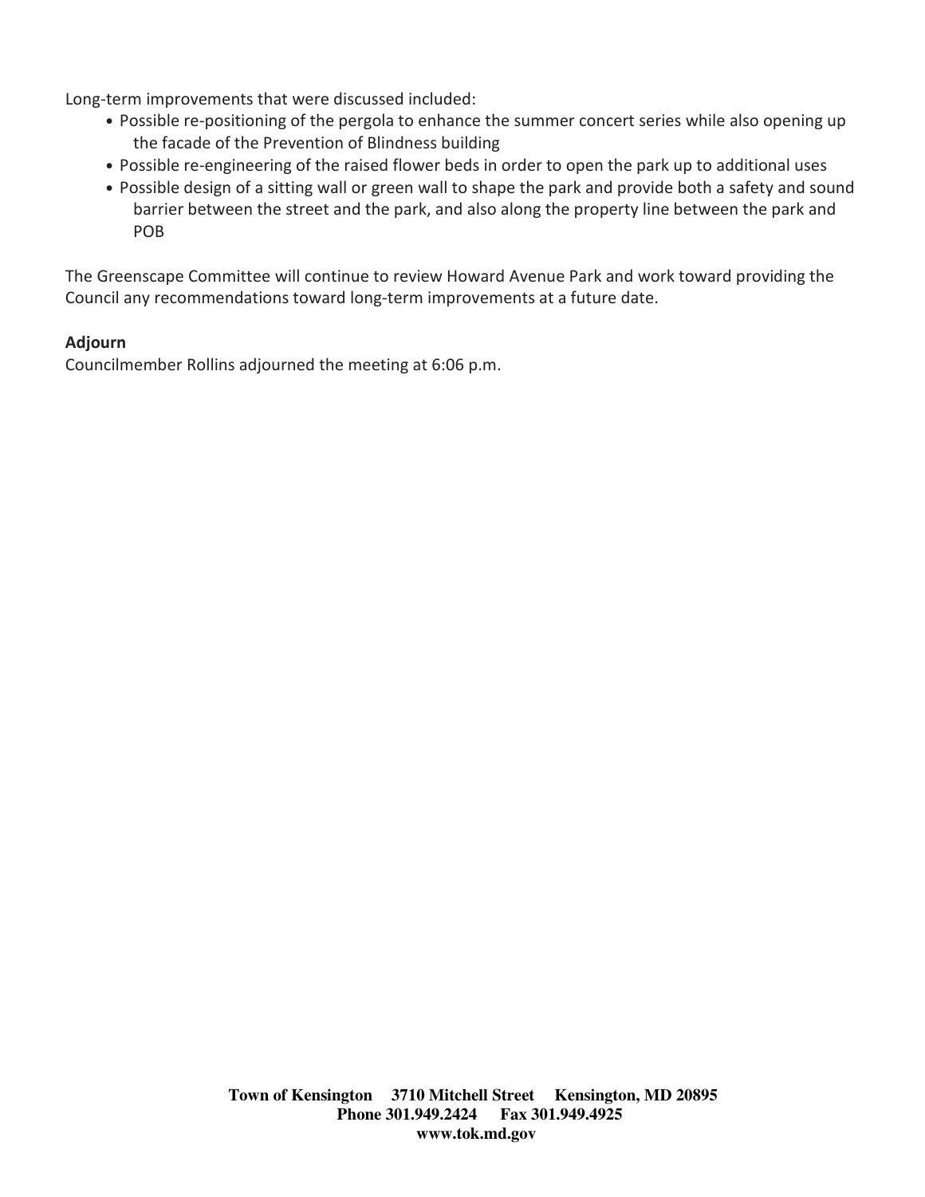Long-term improvements that were discussed included:

- Possible re-positioning of the pergola to enhance the summer concert series while also opening up the facade of the Prevention of Blindness building
- Possible re-engineering of the raised flower beds in order to open the park up to additional uses
- Possible design of a sitting wall or green wall to shape the park and provide both a safety and sound barrier between the street and the park, and also along the property line between the park and POB

The Greenscape Committee will continue to review Howard Avenue Park and work toward providing the Council any recommendations toward long-term improvements at a future date.

**Adjourn**

Councilmember Rollins adjourned the meeting at 6:06 p.m.